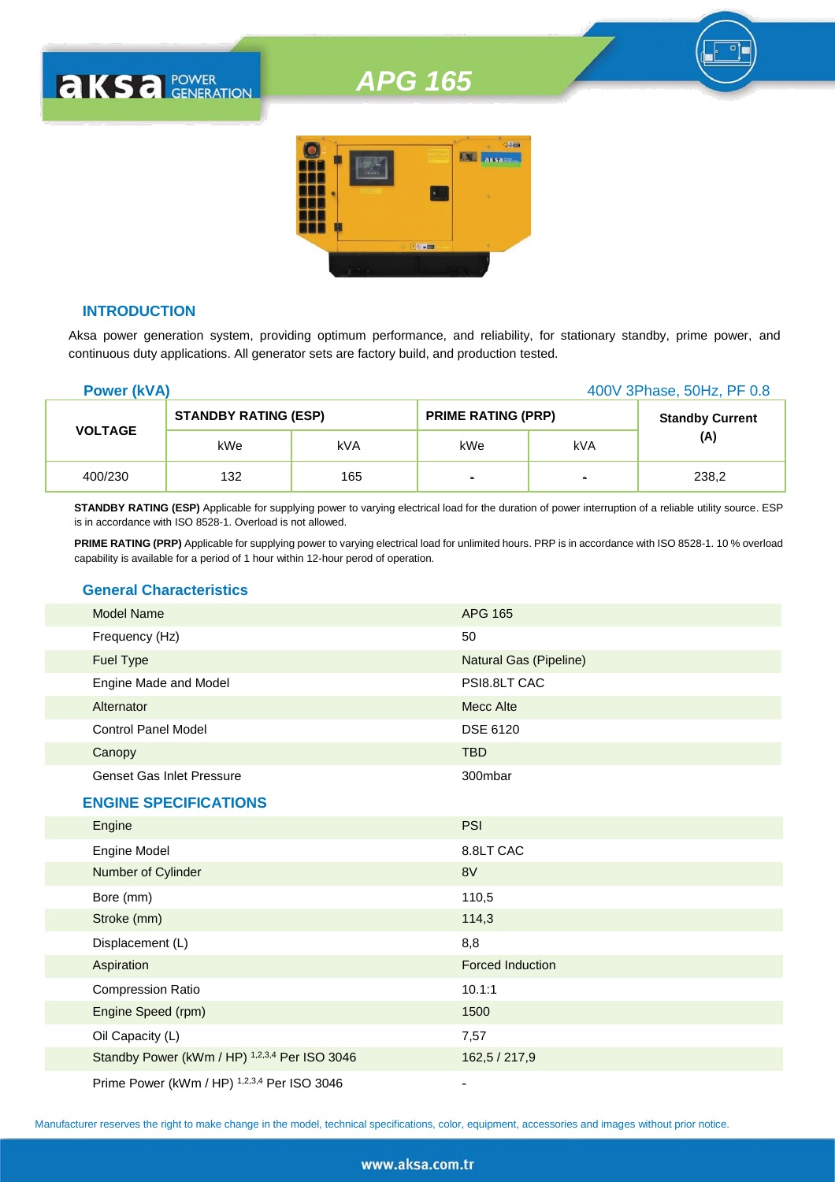# APG 165

## INTRODUCTION

Aksa power generation system, providing optimum performance, and reliability, for stationary standby, prime power, and continuous duty applications. All generator sets are factory build, and production tested.

**Power (kVA)** 400V 3Phase, 50Hz, PF 0.8

| VOLTAGE | STANDBY RATING (ESP) | | PRIME RATING (PRP) | | Standby Current (A) |
|---|---|---|---|---|---|
| | kWe | kVA | kWe | kVA | |
| 400/230 | 132 | 165 | - | - | 238,2 |

**STANDBY RATING (ESP)** Applicable for supplying power to varying electrical load for the duration of power interruption of a reliable utility source. ESP is in accordance with ISO 8528-1. Overload is not allowed.

**PRIME RATING (PRP)** Applicable for supplying power to varying electrical load for unlimited hours. PRP is in accordance with ISO 8528-1. 10 % overload capability is available for a period of 1 hour within 12-hour perod of operation.

## General Characteristics

| | |
|---|---|
| Model Name | APG 165 |
| Frequency (Hz) | 50 |
| Fuel Type | Natural Gas (Pipeline) |
| Engine Made and Model | PSI8.8LT CAC |
| Alternator | Mecc Alte |
| Control Panel Model | DSE 6120 |
| Canopy | TBD |
| Genset Gas Inlet Pressure | 300mbar |

## ENGINE SPECIFICATIONS

| | |
|---|---|
| Engine | PSI |
| Engine Model | 8.8LT CAC |
| Number of Cylinder | 8V |
| Bore (mm) | 110,5 |
| Stroke (mm) | 114,3 |
| Displacement (L) | 8,8 |
| Aspiration | Forced Induction |
| Compression Ratio | 10.1:1 |
| Engine Speed (rpm) | 1500 |
| Oil Capacity (L) | 7,57 |
| Standby Power (kWm / HP) [1,2,3,4] Per ISO 3046 | 162,5 / 217,9 |
| Prime Power (kWm / HP) [1,2,3,4] Per ISO 3046 | - |

Manufacturer reserves the right to make change in the model, technical specifications, color, equipment, accessories and images without prior notice.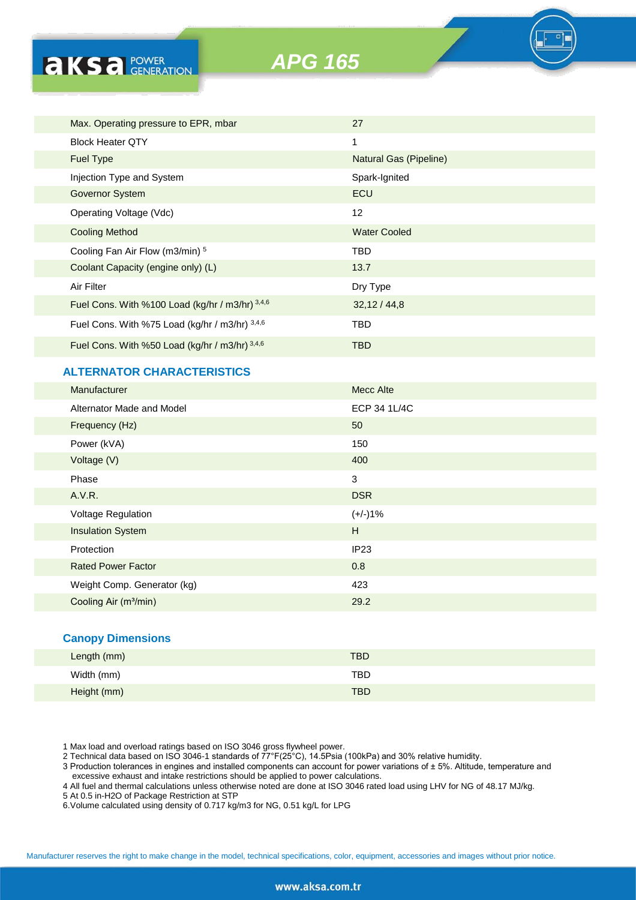# APG 165

| | |
|---|---|
| Max. Operating pressure to EPR, mbar | 27 |
| Block Heater QTY | 1 |
| Fuel Type | Natural Gas (Pipeline) |
| Injection Type and System | Spark-Ignited |
| Governor System | ECU |
| Operating Voltage (Vdc) | 12 |
| Cooling Method | Water Cooled |
| Cooling Fan Air Flow (m3/min) [5] | TBD |
| Coolant Capacity (engine only) (L) | 13.7 |
| Air Filter | Dry Type |
| Fuel Cons. With %100 Load (kg/hr / m3/hr) [3,4,6] | 32,12 / 44,8 |
| Fuel Cons. With %75 Load (kg/hr / m3/hr) [3,4,6] | TBD |
| Fuel Cons. With %50 Load (kg/hr / m3/hr) [3,4,6] | TBD |

## ALTERNATOR CHARACTERISTICS

| | |
|---|---|
| Manufacturer | Mecc Alte |
| Alternator Made and Model | ECP 34 1L/4C |
| Frequency (Hz) | 50 |
| Power (kVA) | 150 |
| Voltage (V) | 400 |
| Phase | 3 |
| A.V.R. | DSR |
| Voltage Regulation | (+/-)1% |
| Insulation System | H |
| Protection | IP23 |
| Rated Power Factor | 0.8 |
| Weight Comp. Generator (kg) | 423 |
| Cooling Air (m³/min) | 29.2 |

## Canopy Dimensions

| | |
|---|---|
| Length (mm) | TBD |
| Width (mm) | TBD |
| Height (mm) | TBD |

1 Max load and overload ratings based on ISO 3046 gross flywheel power.
2 Technical data based on ISO 3046-1 standards of 77°F(25°C), 14.5Psia (100kPa) and 30% relative humidity.
3 Production tolerances in engines and installed components can account for power variations of ± 5%. Altitude, temperature and excessive exhaust and intake restrictions should be applied to power calculations.
4 All fuel and thermal calculations unless otherwise noted are done at ISO 3046 rated load using LHV for NG of 48.17 MJ/kg.
5 At 0.5 in-H2O of Package Restriction at STP
6.Volume calculated using density of 0.717 kg/m3 for NG, 0.51 kg/L for LPG

Manufacturer reserves the right to make change in the model, technical specifications, color, equipment, accessories and images without prior notice.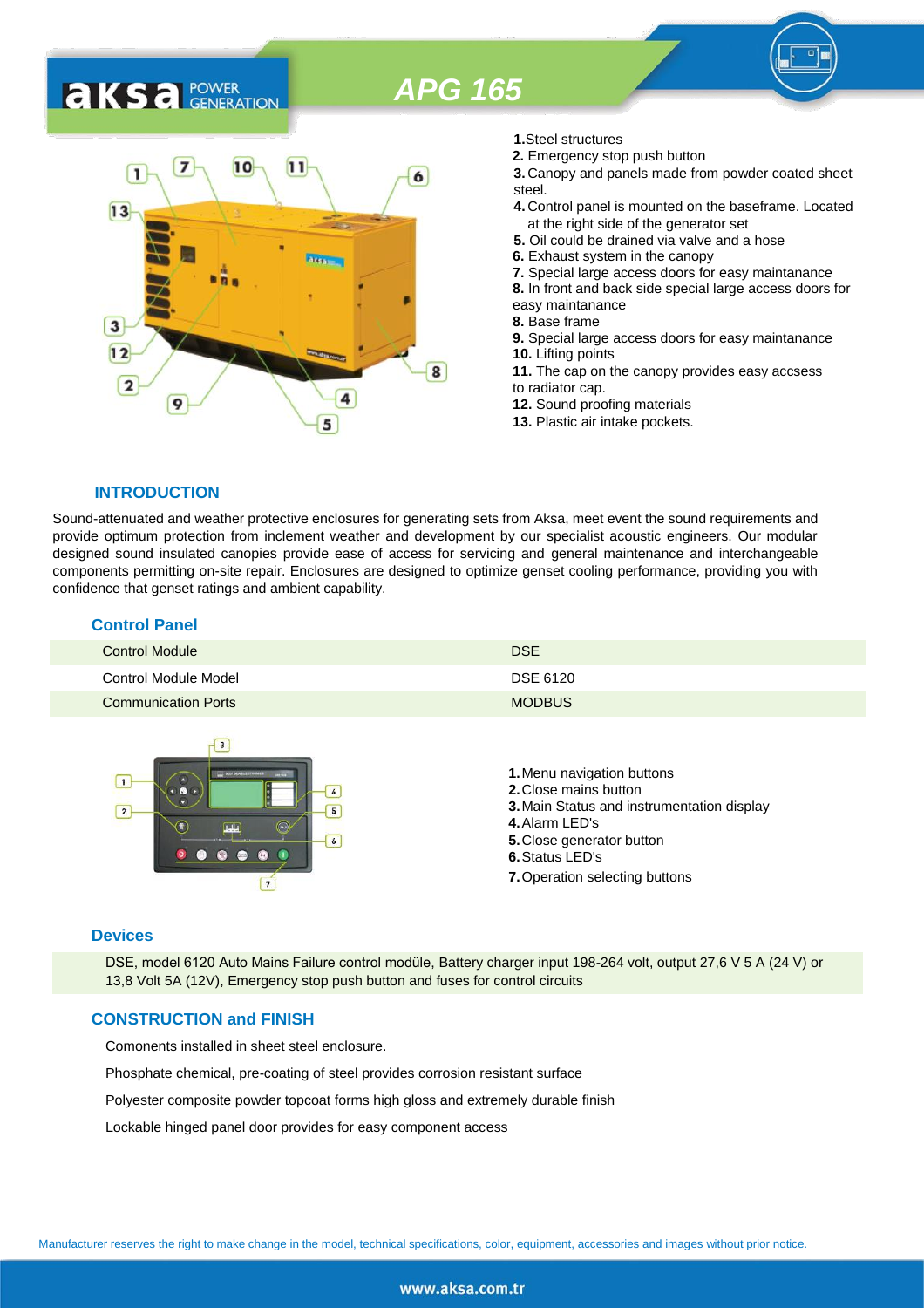# APG 165

1. Steel structures
2. Emergency stop push button
3. Canopy and panels made from powder coated sheet steel.
4. Control panel is mounted on the baseframe. Located at the right side of the generator set
5. Oil could be drained via valve and a hose
6. Exhaust system in the canopy
7. Special large access doors for easy maintanance
8. In front and back side special large access doors for easy maintanance
8. Base frame
9. Special large access doors for easy maintanance
10. Lifting points
11. The cap on the canopy provides easy accsess to radiator cap.
12. Sound proofing materials
13. Plastic air intake pockets.

## INTRODUCTION

Sound-attenuated and weather protective enclosures for generating sets from Aksa, meet event the sound requirements and provide optimum protection from inclement weather and development by our specialist acoustic engineers. Our modular designed sound insulated canopies provide ease of access for servicing and general maintenance and interchangeable components permitting on-site repair. Enclosures are designed to optimize genset cooling performance, providing you with confidence that genset ratings and ambient capability.

## Control Panel

| Control Module | DSE |
|---|---|
| Control Module Model | DSE 6120 |
| Communication Ports | MODBUS |

1. Menu navigation buttons
2. Close mains button
3. Main Status and instrumentation display
4. Alarm LED's
5. Close generator button
6. Status LED's
7. Operation selecting buttons

## Devices

DSE, model 6120 Auto Mains Failure control modüle, Battery charger input 198-264 volt, output 27,6 V 5 A (24 V) or 13,8 Volt 5A (12V), Emergency stop push button and fuses for control circuits

## CONSTRUCTION and FINISH

Comonents installed in sheet steel enclosure.

Phosphate chemical, pre-coating of steel provides corrosion resistant surface

Polyester composite powder topcoat forms high gloss and extremely durable finish

Lockable hinged panel door provides for easy component access

Manufacturer reserves the right to make change in the model, technical specifications, color, equipment, accessories and images without prior notice.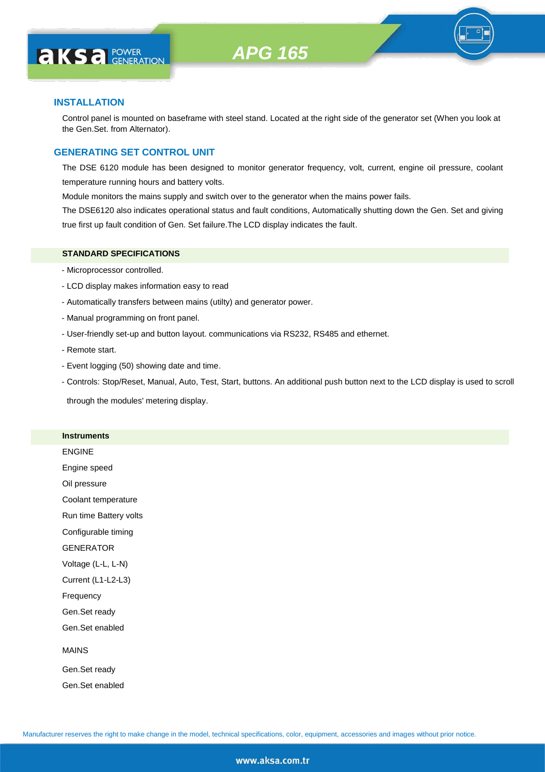# APG 165

## INSTALLATION

Control panel is mounted on baseframe with steel stand. Located at the right side of the generator set (When you look at the Gen.Set. from Alternator).

## GENERATING SET CONTROL UNIT

The DSE 6120 module has been designed to monitor generator frequency, volt, current, engine oil pressure, coolant temperature running hours and battery volts.

Module monitors the mains supply and switch over to the generator when the mains power fails.

The DSE6120 also indicates operational status and fault conditions, Automatically shutting down the Gen. Set and giving true first up fault condition of Gen. Set failure.The LCD display indicates the fault.

### STANDARD SPECIFICATIONS

- Microprocessor controlled.
- LCD display makes information easy to read
- Automatically transfers between mains (utilty) and generator power.
- Manual programming on front panel.
- User-friendly set-up and button layout. communications via RS232, RS485 and ethernet.
- Remote start.
- Event logging (50) showing date and time.
- Controls: Stop/Reset, Manual, Auto, Test, Start, buttons. An additional push button next to the LCD display is used to scroll through the modules' metering display.

### Instruments

ENGINE

Engine speed

Oil pressure

Coolant temperature

Run time Battery volts

Configurable timing

GENERATOR

Voltage (L-L, L-N)

Current (L1-L2-L3)

Frequency

Gen.Set ready

Gen.Set enabled

MAINS

Gen.Set ready

Gen.Set enabled

Manufacturer reserves the right to make change in the model, technical specifications, color, equipment, accessories and images without prior notice.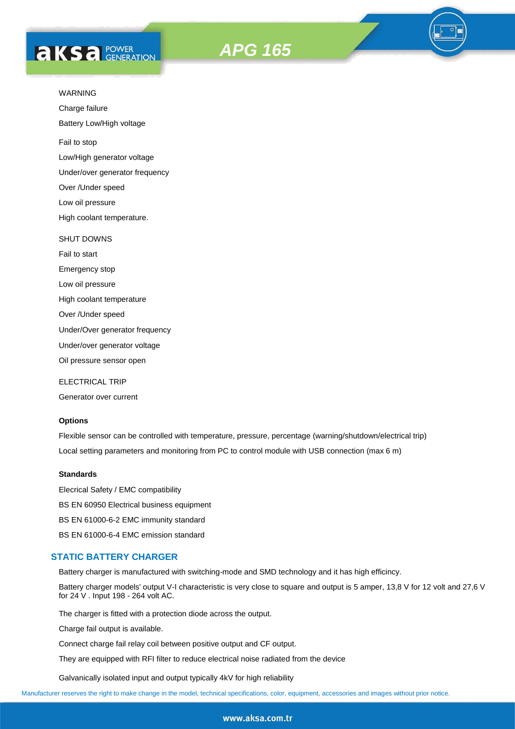WARNING

Charge failure

Battery Low/High voltage

Fail to stop

Low/High generator voltage

Under/over generator frequency

Over /Under speed

Low oil pressure

High coolant temperature.

SHUT DOWNS

Fail to start

Emergency stop

Low oil pressure

High coolant temperature

Over /Under speed

Under/Over generator frequency

Under/over generator voltage

Oil pressure sensor open

ELECTRICAL TRIP

Generator over current

**Options**

Flexible sensor can be controlled with temperature, pressure, percentage (warning/shutdown/electrical trip)

Local setting parameters and monitoring from PC to control module with USB connection (max 6 m)

**Standards**

Elecrical Safety / EMC compatibility

BS EN 60950 Electrical business equipment

BS EN 61000-6-2 EMC immunity standard

BS EN 61000-6-4 EMC emission standard

## STATIC BATTERY CHARGER

Battery charger is manufactured with switching-mode and SMD technology and it has high efficincy.

Battery charger models' output V-I characteristic is very close to square and output is 5 amper, 13,8 V for 12 volt and 27,6 V for 24 V . Input 198 - 264 volt AC.

The charger is fitted with a protection diode across the output.

Charge fail output is available.

Connect charge fail relay coil between positive output and CF output.

They are equipped with RFI filter to reduce electrical noise radiated from the device

Galvanically isolated input and output typically 4kV for high reliability

Manufacturer reserves the right to make change in the model, technical specifications, color, equipment, accessories and images without prior notice.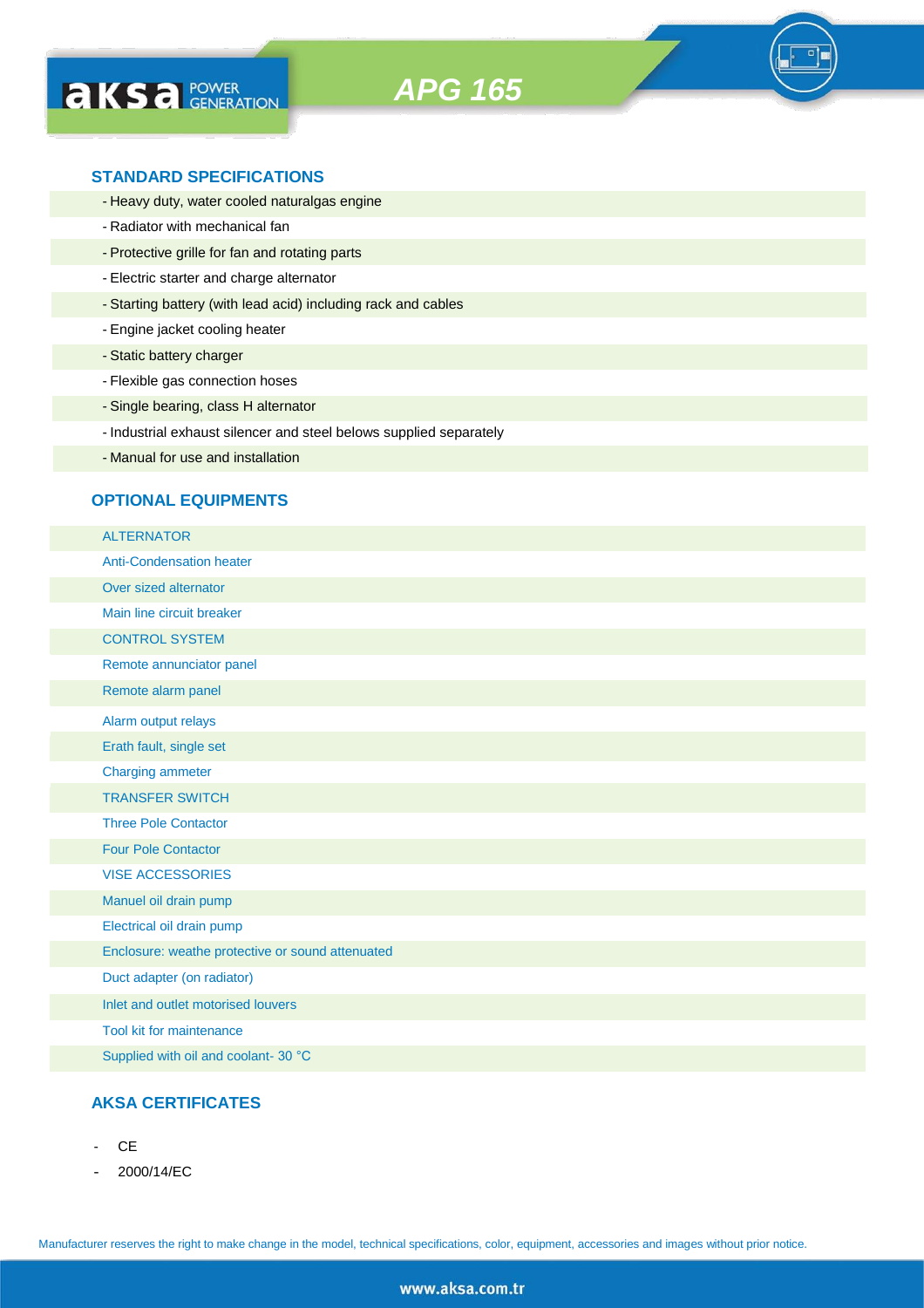# APG 165

## STANDARD SPECIFICATIONS

- Heavy duty, water cooled naturalgas engine
- Radiator with mechanical fan
- Protective grille for fan and rotating parts
- Electric starter and charge alternator
- Starting battery (with lead acid) including rack and cables
- Engine jacket cooling heater
- Static battery charger
- Flexible gas connection hoses
- Single bearing, class H alternator
- Industrial exhaust silencer and steel belows supplied separately
- Manual for use and installation

## OPTIONAL EQUIPMENTS

ALTERNATOR

Anti-Condensation heater

Over sized alternator

Main line circuit breaker

CONTROL SYSTEM

Remote annunciator panel

Remote alarm panel

Alarm output relays

Erath fault, single set

Charging ammeter

TRANSFER SWITCH

Three Pole Contactor

Four Pole Contactor

VISE ACCESSORIES

Manuel oil drain pump

Electrical oil drain pump

Enclosure: weathe protective or sound attenuated

Duct adapter (on radiator)

Inlet and outlet motorised louvers

Tool kit for maintenance

Supplied with oil and coolant- 30 °C

## AKSA CERTIFICATES

- CE
- 2000/14/EC

Manufacturer reserves the right to make change in the model, technical specifications, color, equipment, accessories and images without prior notice.

www.aksa.com.tr